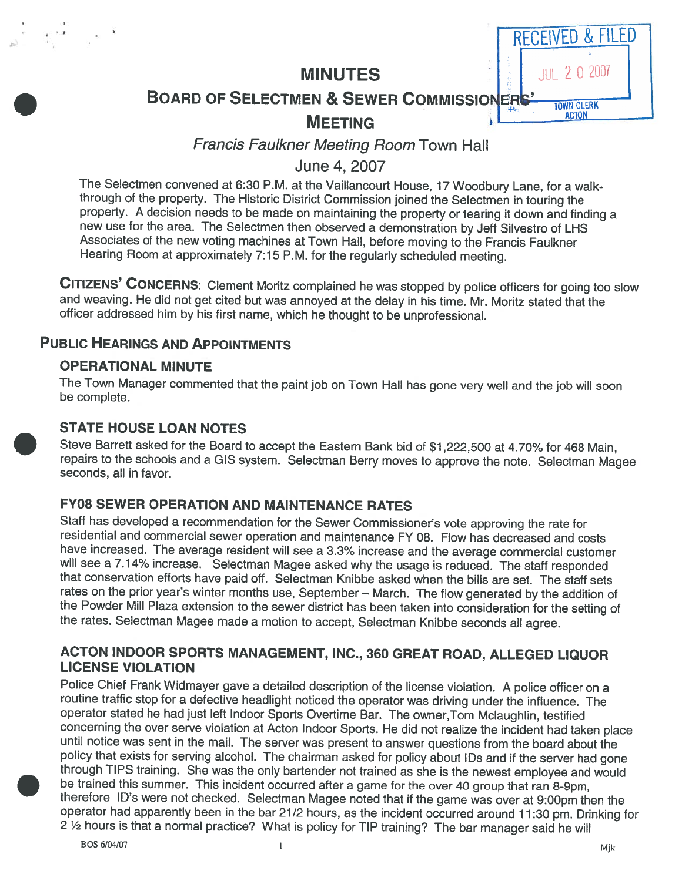# MINUTES

## BOARD OF SELECTMEN & SEWER COMMISSIONERS' MEETING

*Francis Faulkner Meeting Room* Town Hall

June 4, 2007

RECEIVED & FILED
JUL 20 2007
TOWN CLERK
ACTON

The Selectmen convened at 6:30 P.M. at the Vaillancourt House, 17 Woodbury Lane, for a walk-through of the property. The Historic District Commission joined the Selectmen in touring the property. A decision needs to be made on maintaining the property or tearing it down and finding a new use for the area. The Selectmen then observed a demonstration by Jeff Silvestro of LHS Associates of the new voting machines at Town Hall, before moving to the Francis Faulkner Hearing Room at approximately 7:15 P.M. for the regularly scheduled meeting.

**CITIZENS' CONCERNS**: Clement Moritz complained he was stopped by police officers for going too slow and weaving. He did not get cited but was annoyed at the delay in his time. Mr. Moritz stated that the officer addressed him by his first name, which he thought to be unprofessional.

## PUBLIC HEARINGS AND APPOINTMENTS

### OPERATIONAL MINUTE

The Town Manager commented that the paint job on Town Hall has gone very well and the job will soon be complete.

### STATE HOUSE LOAN NOTES

Steve Barrett asked for the Board to accept the Eastern Bank bid of $1,222,500 at 4.70% for 468 Main, repairs to the schools and a GIS system. Selectman Berry moves to approve the note. Selectman Magee seconds, all in favor.

### FY08 SEWER OPERATION AND MAINTENANCE RATES

Staff has developed a recommendation for the Sewer Commissioner's vote approving the rate for residential and commercial sewer operation and maintenance FY 08. Flow has decreased and costs have increased. The average resident will see a 3.3% increase and the average commercial customer will see a 7.14% increase. Selectman Magee asked why the usage is reduced. The staff responded that conservation efforts have paid off. Selectman Knibbe asked when the bills are set. The staff sets rates on the prior year's winter months use, September – March. The flow generated by the addition of the Powder Mill Plaza extension to the sewer district has been taken into consideration for the setting of the rates. Selectman Magee made a motion to accept, Selectman Knibbe seconds all agree.

### ACTON INDOOR SPORTS MANAGEMENT, INC., 360 GREAT ROAD, ALLEGED LIQUOR LICENSE VIOLATION

Police Chief Frank Widmayer gave a detailed description of the license violation. A police officer on a routine traffic stop for a defective headlight noticed the operator was driving under the influence. The operator stated he had just left Indoor Sports Overtime Bar. The owner,Tom Mclaughlin, testified concerning the over serve violation at Acton Indoor Sports. He did not realize the incident had taken place until notice was sent in the mail. The server was present to answer questions from the board about the policy that exists for serving alcohol. The chairman asked for policy about IDs and if the server had gone through TIPS training. She was the only bartender not trained as she is the newest employee and would be trained this summer. This incident occurred after a game for the over 40 group that ran 8-9pm, therefore ID's were not checked. Selectman Magee noted that if the game was over at 9:00pm then the operator had apparently been in the bar 21/2 hours, as the incident occurred around 11:30 pm. Drinking for 2 ½ hours is that a normal practice? What is policy for TIP training? The bar manager said he will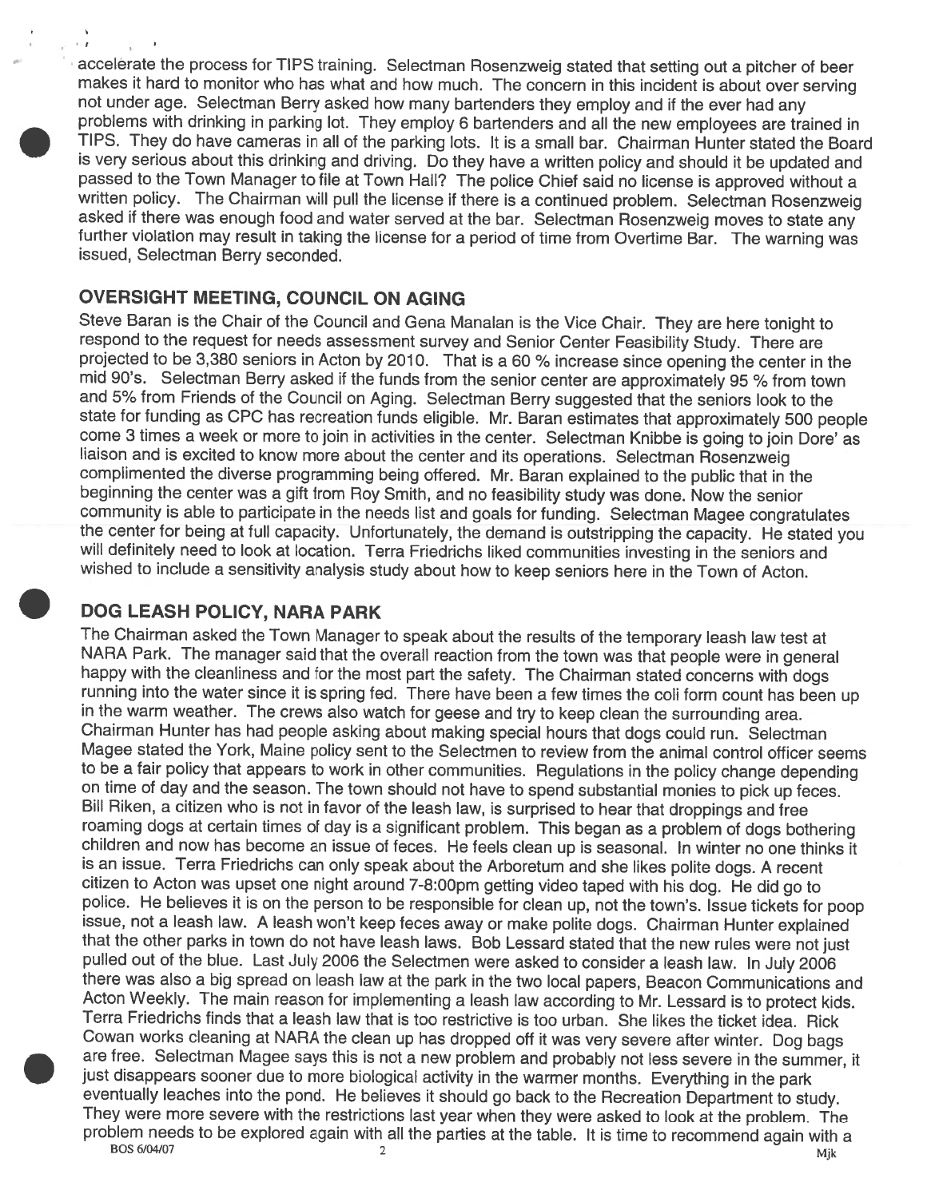accelerate the process for TIPS training. Selectman Rosenzweig stated that setting out a pitcher of beer makes it hard to monitor who has what and how much. The concern in this incident is about over serving not under age. Selectman Berry asked how many bartenders they employ and if the ever had any problems with drinking in parking lot. They employ 6 bartenders and all the new employees are trained in TIPS. They do have cameras in all of the parking lots. It is a small bar. Chairman Hunter stated the Board is very serious about this drinking and driving. Do they have a written policy and should it be updated and passed to the Town Manager to file at Town Hall? The police Chief said no license is approved without a written policy. The Chairman will pull the license if there is a continued problem. Selectman Rosenzweig asked if there was enough food and water served at the bar. Selectman Rosenzweig moves to state any further violation may result in taking the license for a period of time from Overtime Bar. The warning was issued, Selectman Berry seconded.

## OVERSIGHT MEETING, COUNCIL ON AGING

Steve Baran is the Chair of the Council and Gena Manalan is the Vice Chair. They are here tonight to respond to the request for needs assessment survey and Senior Center Feasibility Study. There are projected to be 3,380 seniors in Acton by 2010. That is a 60 % increase since opening the center in the mid 90's. Selectman Berry asked if the funds from the senior center are approximately 95 % from town and 5% from Friends of the Council on Aging. Selectman Berry suggested that the seniors look to the state for funding as CPC has recreation funds eligible. Mr. Baran estimates that approximately 500 people come 3 times a week or more to join in activities in the center. Selectman Knibbe is going to join Dore' as liaison and is excited to know more about the center and its operations. Selectman Rosenzweig complimented the diverse programming being offered. Mr. Baran explained to the public that in the beginning the center was a gift from Roy Smith, and no feasibility study was done. Now the senior community is able to participate in the needs list and goals for funding. Selectman Magee congratulates the center for being at full capacity. Unfortunately, the demand is outstripping the capacity. He stated you will definitely need to look at location. Terra Friedrichs liked communities investing in the seniors and wished to include a sensitivity analysis study about how to keep seniors here in the Town of Acton.

## DOG LEASH POLICY, NARA PARK

The Chairman asked the Town Manager to speak about the results of the temporary leash law test at NARA Park. The manager said that the overall reaction from the town was that people were in general happy with the cleanliness and for the most part the safety. The Chairman stated concerns with dogs running into the water since it is spring fed. There have been a few times the coli form count has been up in the warm weather. The crews also watch for geese and try to keep clean the surrounding area. Chairman Hunter has had people asking about making special hours that dogs could run. Selectman Magee stated the York, Maine policy sent to the Selectmen to review from the animal control officer seems to be a fair policy that appears to work in other communities. Regulations in the policy change depending on time of day and the season. The town should not have to spend substantial monies to pick up feces. Bill Riken, a citizen who is not in favor of the leash law, is surprised to hear that droppings and free roaming dogs at certain times of day is a significant problem. This began as a problem of dogs bothering children and now has become an issue of feces. He feels clean up is seasonal. In winter no one thinks it is an issue. Terra Friedrichs can only speak about the Arboretum and she likes polite dogs. A recent citizen to Acton was upset one night around 7-8:00pm getting video taped with his dog. He did go to police. He believes it is on the person to be responsible for clean up, not the town's. Issue tickets for poop issue, not a leash law. A leash won't keep feces away or make polite dogs. Chairman Hunter explained that the other parks in town do not have leash laws. Bob Lessard stated that the new rules were not just pulled out of the blue. Last July 2006 the Selectmen were asked to consider a leash law. In July 2006 there was also a big spread on leash law at the park in the two local papers, Beacon Communications and Acton Weekly. The main reason for implementing a leash law according to Mr. Lessard is to protect kids. Terra Friedrichs finds that a leash law that is too restrictive is too urban. She likes the ticket idea. Rick Cowan works cleaning at NARA the clean up has dropped off it was very severe after winter. Dog bags are free. Selectman Magee says this is not a new problem and probably not less severe in the summer, it just disappears sooner due to more biological activity in the warmer months. Everything in the park eventually leaches into the pond. He believes it should go back to the Recreation Department to study. They were more severe with the restrictions last year when they were asked to look at the problem. The problem needs to be explored again with all the parties at the table. It is time to recommend again with a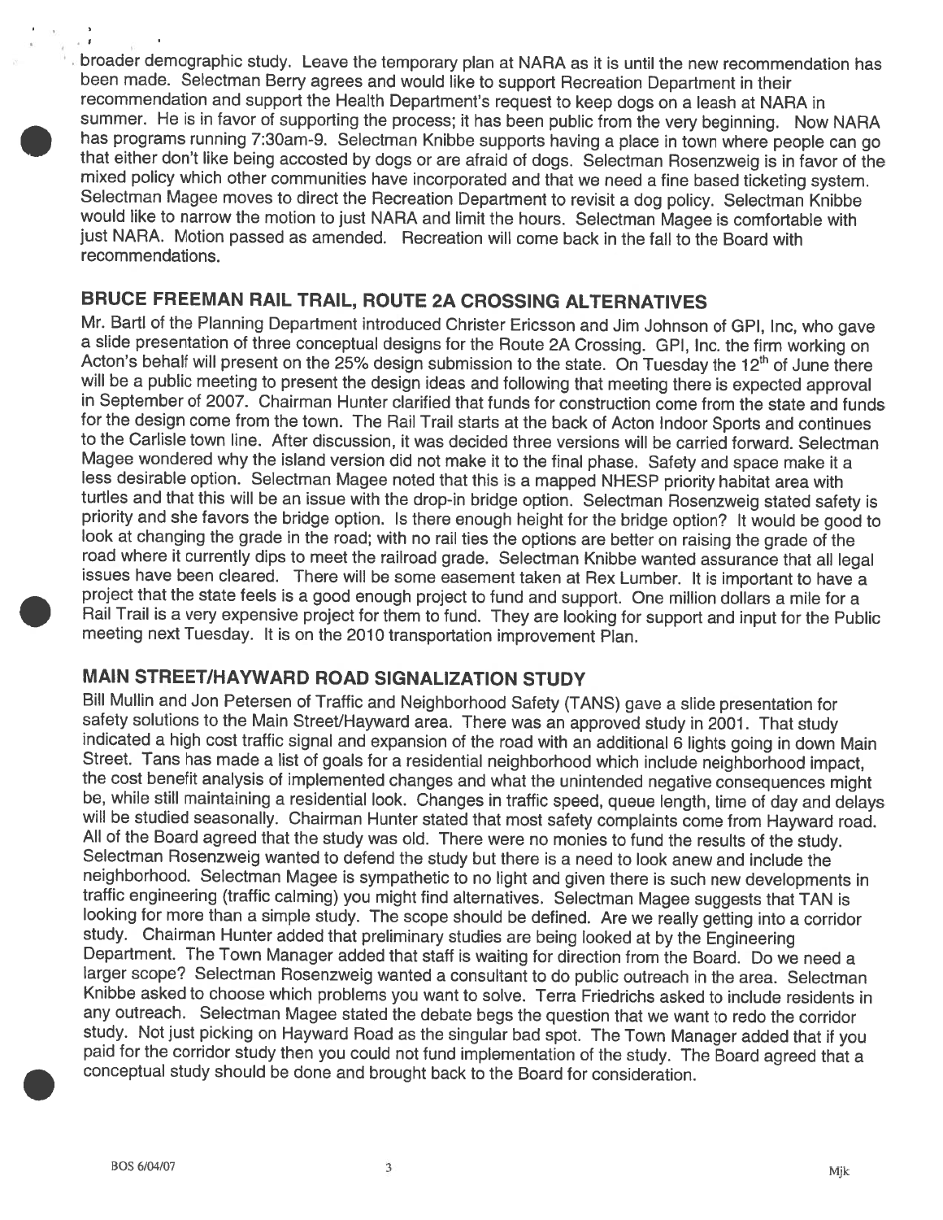broader demographic study. Leave the temporary plan at NARA as it is until the new recommendation has been made. Selectman Berry agrees and would like to support Recreation Department in their recommendation and support the Health Department's request to keep dogs on a leash at NARA in summer. He is in favor of supporting the process; it has been public from the very beginning. Now NARA has programs running 7:30am-9. Selectman Knibbe supports having a place in town where people can go that either don't like being accosted by dogs or are afraid of dogs. Selectman Rosenzweig is in favor of the mixed policy which other communities have incorporated and that we need a fine based ticketing system. Selectman Magee moves to direct the Recreation Department to revisit a dog policy. Selectman Knibbe would like to narrow the motion to just NARA and limit the hours. Selectman Magee is comfortable with just NARA. Motion passed as amended. Recreation will come back in the fall to the Board with recommendations.

## BRUCE FREEMAN RAIL TRAIL, ROUTE 2A CROSSING ALTERNATIVES

Mr. Bartl of the Planning Department introduced Christer Ericsson and Jim Johnson of GPI, Inc, who gave a slide presentation of three conceptual designs for the Route 2A Crossing. GPI, Inc. the firm working on Acton's behalf will present on the 25% design submission to the state. On Tuesday the 12th of June there will be a public meeting to present the design ideas and following that meeting there is expected approval in September of 2007. Chairman Hunter clarified that funds for construction come from the state and funds for the design come from the town. The Rail Trail starts at the back of Acton Indoor Sports and continues to the Carlisle town line. After discussion, it was decided three versions will be carried forward. Selectman Magee wondered why the island version did not make it to the final phase. Safety and space make it a less desirable option. Selectman Magee noted that this is a mapped NHESP priority habitat area with turtles and that this will be an issue with the drop-in bridge option. Selectman Rosenzweig stated safety is priority and she favors the bridge option. Is there enough height for the bridge option? It would be good to look at changing the grade in the road; with no rail ties the options are better on raising the grade of the road where it currently dips to meet the railroad grade. Selectman Knibbe wanted assurance that all legal issues have been cleared. There will be some easement taken at Rex Lumber. It is important to have a project that the state feels is a good enough project to fund and support. One million dollars a mile for a Rail Trail is a very expensive project for them to fund. They are looking for support and input for the Public meeting next Tuesday. It is on the 2010 transportation improvement Plan.

## MAIN STREET/HAYWARD ROAD SIGNALIZATION STUDY

Bill Mullin and Jon Petersen of Traffic and Neighborhood Safety (TANS) gave a slide presentation for safety solutions to the Main Street/Hayward area. There was an approved study in 2001. That study indicated a high cost traffic signal and expansion of the road with an additional 6 lights going in down Main Street. Tans has made a list of goals for a residential neighborhood which include neighborhood impact, the cost benefit analysis of implemented changes and what the unintended negative consequences might be, while still maintaining a residential look. Changes in traffic speed, queue length, time of day and delays will be studied seasonally. Chairman Hunter stated that most safety complaints come from Hayward road. All of the Board agreed that the study was old. There were no monies to fund the results of the study. Selectman Rosenzweig wanted to defend the study but there is a need to look anew and include the neighborhood. Selectman Magee is sympathetic to no light and given there is such new developments in traffic engineering (traffic calming) you might find alternatives. Selectman Magee suggests that TAN is looking for more than a simple study. The scope should be defined. Are we really getting into a corridor study. Chairman Hunter added that preliminary studies are being looked at by the Engineering Department. The Town Manager added that staff is waiting for direction from the Board. Do we need a larger scope? Selectman Rosenzweig wanted a consultant to do public outreach in the area. Selectman Knibbe asked to choose which problems you want to solve. Terra Friedrichs asked to include residents in any outreach. Selectman Magee stated the debate begs the question that we want to redo the corridor study. Not just picking on Hayward Road as the singular bad spot. The Town Manager added that if you paid for the corridor study then you could not fund implementation of the study. The Board agreed that a conceptual study should be done and brought back to the Board for consideration.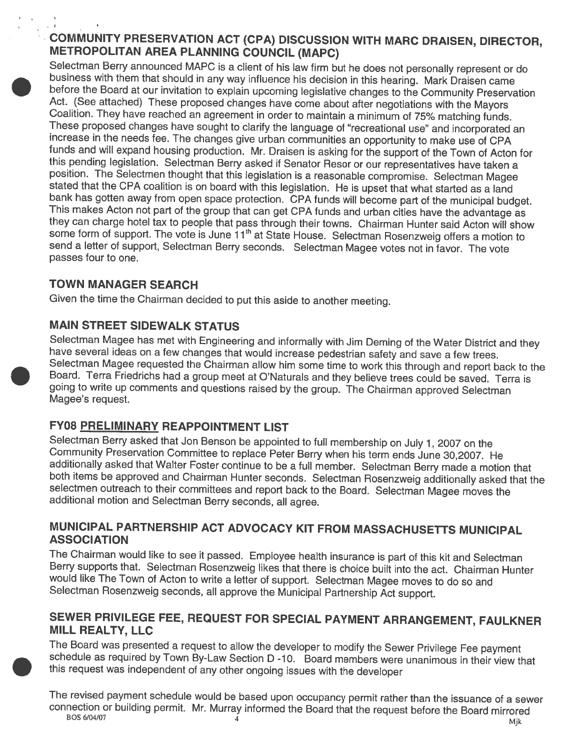## COMMUNITY PRESERVATION ACT (CPA) DISCUSSION WITH MARC DRAISEN, DIRECTOR, METROPOLITAN AREA PLANNING COUNCIL (MAPC)

Selectman Berry announced MAPC is a client of his law firm but he does not personally represent or do business with them that should in any way influence his decision in this hearing. Mark Draisen came before the Board at our invitation to explain upcoming legislative changes to the Community Preservation Act. (See attached) These proposed changes have come about after negotiations with the Mayors Coalition. They have reached an agreement in order to maintain a minimum of 75% matching funds. These proposed changes have sought to clarify the language of "recreational use" and incorporated an increase in the needs fee. The changes give urban communities an opportunity to make use of CPA funds and will expand housing production. Mr. Draisen is asking for the support of the Town of Acton for this pending legislation. Selectman Berry asked if Senator Resor or our representatives have taken a position. The Selectmen thought that this legislation is a reasonable compromise. Selectman Magee stated that the CPA coalition is on board with this legislation. He is upset that what started as a land bank has gotten away from open space protection. CPA funds will become part of the municipal budget. This makes Acton not part of the group that can get CPA funds and urban cities have the advantage as they can charge hotel tax to people that pass through their towns. Chairman Hunter said Acton will show some form of support. The vote is June 11th at State House. Selectman Rosenzweig offers a motion to send a letter of support, Selectman Berry seconds. Selectman Magee votes not in favor. The vote passes four to one.

## TOWN MANAGER SEARCH

Given the time the Chairman decided to put this aside to another meeting.

## MAIN STREET SIDEWALK STATUS

Selectman Magee has met with Engineering and informally with Jim Deming of the Water District and they have several ideas on a few changes that would increase pedestrian safety and save a few trees. Selectman Magee requested the Chairman allow him some time to work this through and report back to the Board. Terra Friedrichs had a group meet at O'Naturals and they believe trees could be saved. Terra is going to write up comments and questions raised by the group. The Chairman approved Selectman Magee's request.

## FY08 PRELIMINARY REAPPOINTMENT LIST

Selectman Berry asked that Jon Benson be appointed to full membership on July 1, 2007 on the Community Preservation Committee to replace Peter Berry when his term ends June 30,2007. He additionally asked that Walter Foster continue to be a full member. Selectman Berry made a motion that both items be approved and Chairman Hunter seconds. Selectman Rosenzweig additionally asked that the selectmen outreach to their committees and report back to the Board. Selectman Magee moves the additional motion and Selectman Berry seconds, all agree.

## MUNICIPAL PARTNERSHIP ACT ADVOCACY KIT FROM MASSACHUSETTS MUNICIPAL ASSOCIATION

The Chairman would like to see it passed. Employee health insurance is part of this kit and Selectman Berry supports that. Selectman Rosenzweig likes that there is choice built into the act. Chairman Hunter would like The Town of Acton to write a letter of support. Selectman Magee moves to do so and Selectman Rosenzweig seconds, all approve the Municipal Partnership Act support.

## SEWER PRIVILEGE FEE, REQUEST FOR SPECIAL PAYMENT ARRANGEMENT, FAULKNER MILL REALTY, LLC

The Board was presented a request to allow the developer to modify the Sewer Privilege Fee payment schedule as required by Town By-Law Section D -10. Board members were unanimous in their view that this request was independent of any other ongoing issues with the developer

The revised payment schedule would be based upon occupancy permit rather than the issuance of a sewer connection or building permit. Mr. Murray informed the Board that the request before the Board mirrored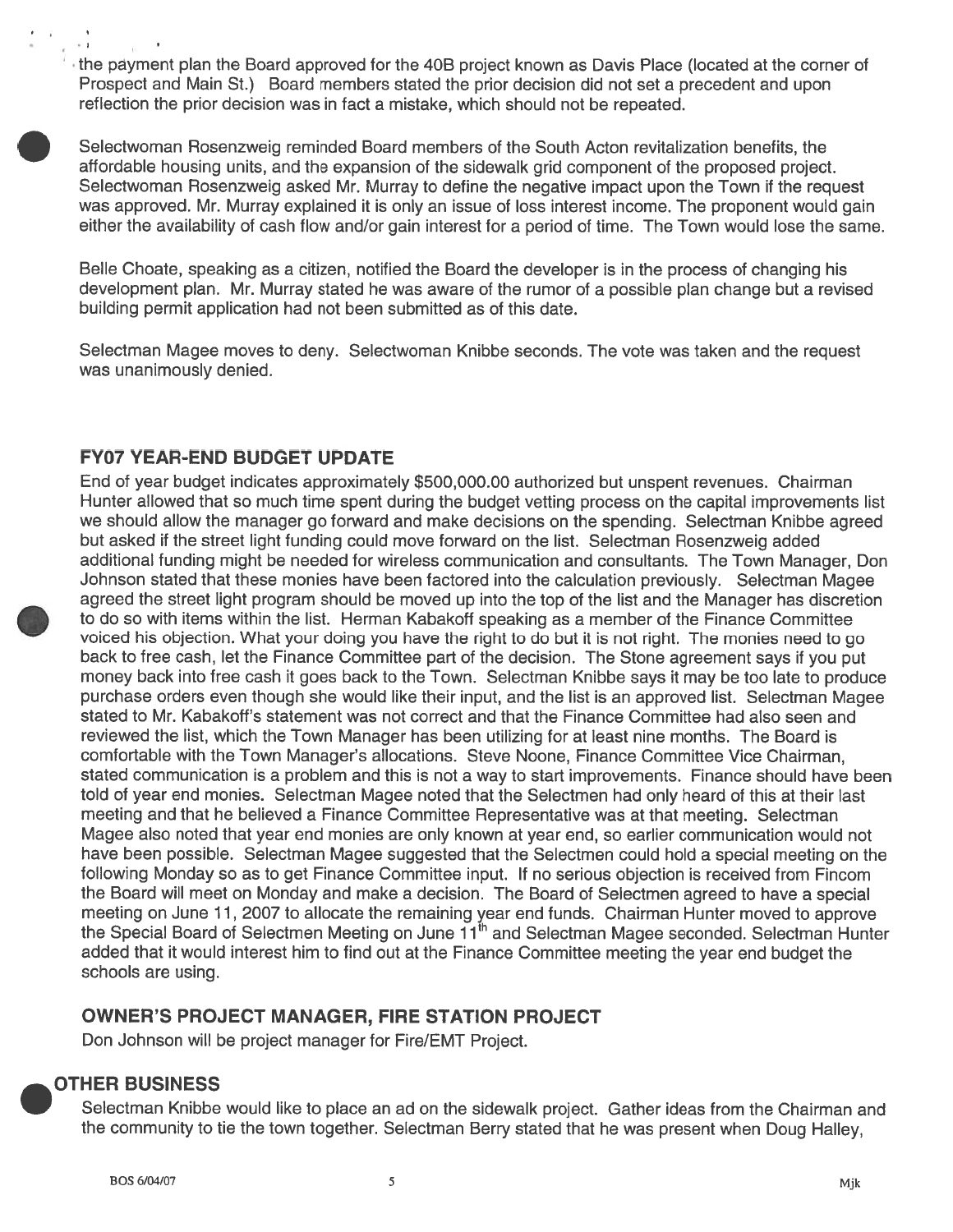the payment plan the Board approved for the 40B project known as Davis Place (located at the corner of Prospect and Main St.) Board members stated the prior decision did not set a precedent and upon reflection the prior decision was in fact a mistake, which should not be repeated.

Selectwoman Rosenzweig reminded Board members of the South Acton revitalization benefits, the affordable housing units, and the expansion of the sidewalk grid component of the proposed project. Selectwoman Rosenzweig asked Mr. Murray to define the negative impact upon the Town if the request was approved. Mr. Murray explained it is only an issue of loss interest income. The proponent would gain either the availability of cash flow and/or gain interest for a period of time. The Town would lose the same.

Belle Choate, speaking as a citizen, notified the Board the developer is in the process of changing his development plan. Mr. Murray stated he was aware of the rumor of a possible plan change but a revised building permit application had not been submitted as of this date.

Selectman Magee moves to deny. Selectwoman Knibbe seconds. The vote was taken and the request was unanimously denied.

## FY07 YEAR-END BUDGET UPDATE

End of year budget indicates approximately $500,000.00 authorized but unspent revenues. Chairman Hunter allowed that so much time spent during the budget vetting process on the capital improvements list we should allow the manager go forward and make decisions on the spending. Selectman Knibbe agreed but asked if the street light funding could move forward on the list. Selectman Rosenzweig added additional funding might be needed for wireless communication and consultants. The Town Manager, Don Johnson stated that these monies have been factored into the calculation previously. Selectman Magee agreed the street light program should be moved up into the top of the list and the Manager has discretion to do so with items within the list. Herman Kabakoff speaking as a member of the Finance Committee voiced his objection. What your doing you have the right to do but it is not right. The monies need to go back to free cash, let the Finance Committee part of the decision. The Stone agreement says if you put money back into free cash it goes back to the Town. Selectman Knibbe says it may be too late to produce purchase orders even though she would like their input, and the list is an approved list. Selectman Magee stated to Mr. Kabakoff's statement was not correct and that the Finance Committee had also seen and reviewed the list, which the Town Manager has been utilizing for at least nine months. The Board is comfortable with the Town Manager's allocations. Steve Noone, Finance Committee Vice Chairman, stated communication is a problem and this is not a way to start improvements. Finance should have been told of year end monies. Selectman Magee noted that the Selectmen had only heard of this at their last meeting and that he believed a Finance Committee Representative was at that meeting. Selectman Magee also noted that year end monies are only known at year end, so earlier communication would not have been possible. Selectman Magee suggested that the Selectmen could hold a special meeting on the following Monday so as to get Finance Committee input. If no serious objection is received from Fincom the Board will meet on Monday and make a decision. The Board of Selectmen agreed to have a special meeting on June 11, 2007 to allocate the remaining year end funds. Chairman Hunter moved to approve the Special Board of Selectmen Meeting on June 11th and Selectman Magee seconded. Selectman Hunter added that it would interest him to find out at the Finance Committee meeting the year end budget the schools are using.

## OWNER'S PROJECT MANAGER, FIRE STATION PROJECT

Don Johnson will be project manager for Fire/EMT Project.

## OTHER BUSINESS

Selectman Knibbe would like to place an ad on the sidewalk project. Gather ideas from the Chairman and the community to tie the town together. Selectman Berry stated that he was present when Doug Halley,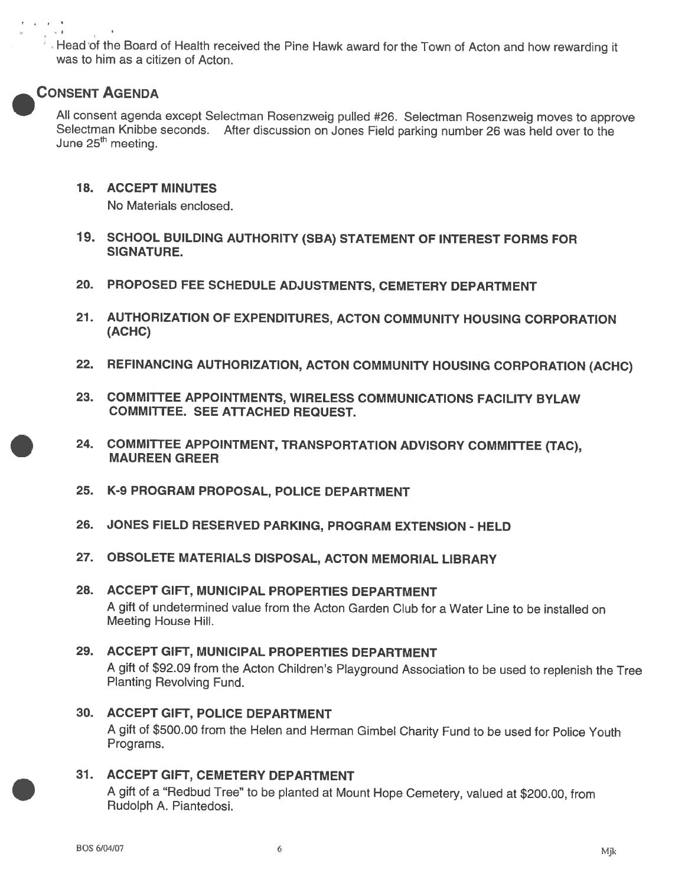Head of the Board of Health received the Pine Hawk award for the Town of Acton and how rewarding it was to him as a citizen of Acton.

## CONSENT AGENDA

All consent agenda except Selectman Rosenzweig pulled #26. Selectman Rosenzweig moves to approve Selectman Knibbe seconds. After discussion on Jones Field parking number 26 was held over to the June 25th meeting.

### 18. ACCEPT MINUTES

No Materials enclosed.

### 19. SCHOOL BUILDING AUTHORITY (SBA) STATEMENT OF INTEREST FORMS FOR SIGNATURE.

### 20. PROPOSED FEE SCHEDULE ADJUSTMENTS, CEMETERY DEPARTMENT

### 21. AUTHORIZATION OF EXPENDITURES, ACTON COMMUNITY HOUSING CORPORATION (ACHC)

### 22. REFINANCING AUTHORIZATION, ACTON COMMUNITY HOUSING CORPORATION (ACHC)

### 23. COMMITTEE APPOINTMENTS, WIRELESS COMMUNICATIONS FACILITY BYLAW COMMITTEE. SEE ATTACHED REQUEST.

### 24. COMMITTEE APPOINTMENT, TRANSPORTATION ADVISORY COMMITTEE (TAC), MAUREEN GREER

### 25. K-9 PROGRAM PROPOSAL, POLICE DEPARTMENT

### 26. JONES FIELD RESERVED PARKING, PROGRAM EXTENSION - HELD

### 27. OBSOLETE MATERIALS DISPOSAL, ACTON MEMORIAL LIBRARY

### 28. ACCEPT GIFT, MUNICIPAL PROPERTIES DEPARTMENT

A gift of undetermined value from the Acton Garden Club for a Water Line to be installed on Meeting House Hill.

### 29. ACCEPT GIFT, MUNICIPAL PROPERTIES DEPARTMENT

A gift of $92.09 from the Acton Children's Playground Association to be used to replenish the Tree Planting Revolving Fund.

### 30. ACCEPT GIFT, POLICE DEPARTMENT

A gift of $500.00 from the Helen and Herman Gimbel Charity Fund to be used for Police Youth Programs.

### 31. ACCEPT GIFT, CEMETERY DEPARTMENT

A gift of a "Redbud Tree" to be planted at Mount Hope Cemetery, valued at $200.00, from Rudolph A. Piantedosi.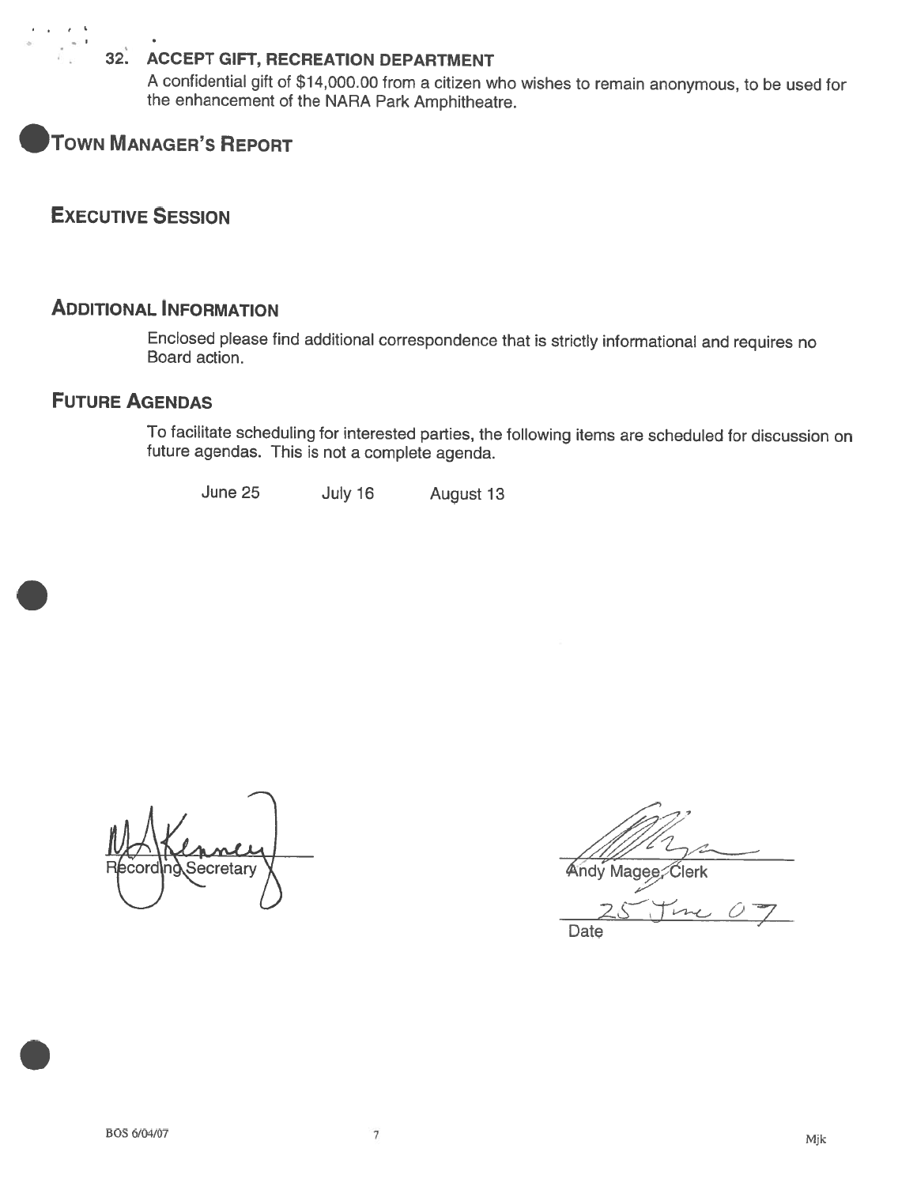### 32. ACCEPT GIFT, RECREATION DEPARTMENT

A confidential gift of $14,000.00 from a citizen who wishes to remain anonymous, to be used for the enhancement of the NARA Park Amphitheatre.

## TOWN MANAGER'S REPORT

## EXECUTIVE SESSION

## ADDITIONAL INFORMATION

Enclosed please find additional correspondence that is strictly informational and requires no Board action.

## FUTURE AGENDAS

To facilitate scheduling for interested parties, the following items are scheduled for discussion on future agendas. This is not a complete agenda.

June 25 July 16 August 13

Recording Secretary

Andy Magee, Clerk

25 June 07

Date

BOS 6/04/07 Mjk